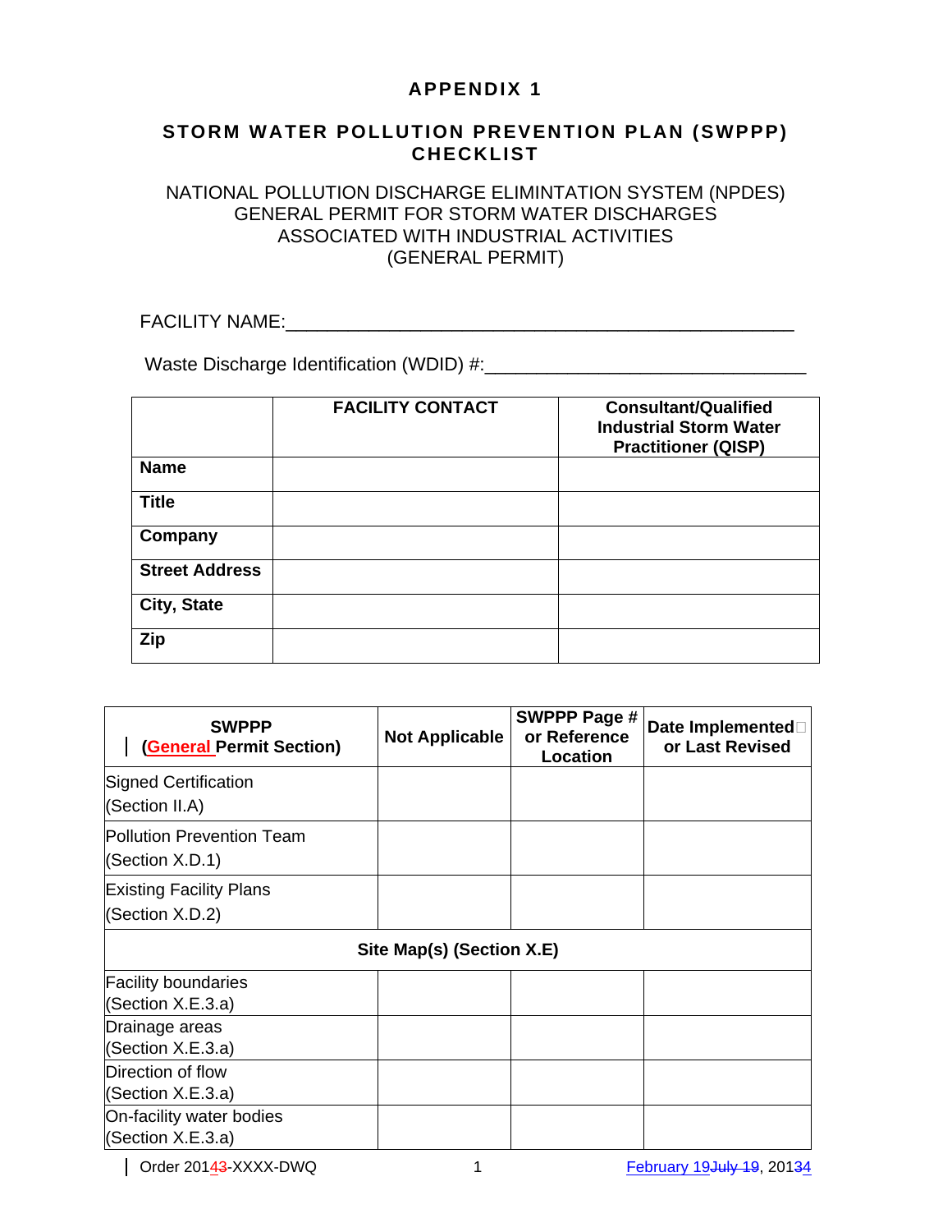# APPENDIX 1

## STORM WATER POLLUTION PREVENTION PLAN (SWPPP) CHECKLIST

NATIONAL POLLUTION DISCHARGE ELIMINTATION SYSTEM (NPDES)
GENERAL PERMIT FOR STORM WATER DISCHARGES
ASSOCIATED WITH INDUSTRIAL ACTIVITIES
(GENERAL PERMIT)

FACILITY NAME:_______________________________________________

Waste Discharge Identification (WDID) #:______________________________

| | FACILITY CONTACT | Consultant/Qualified Industrial Storm Water Practitioner (QISP) |
|---|---|---|
| **Name** | | |
| **Title** | | |
| **Company** | | |
| **Street Address** | | |
| **City, State** | | |
| **Zip** | | |

| SWPPP (General Permit Section) | Not Applicable | SWPPP Page # or Reference Location | Date Implemented or Last Revised |
|---|---|---|---|
| Signed Certification (Section II.A) | | | |
| Pollution Prevention Team (Section X.D.1) | | | |
| Existing Facility Plans (Section X.D.2) | | | |
| **Site Map(s) (Section X.E)** | | | |
| Facility boundaries (Section X.E.3.a) | | | |
| Drainage areas (Section X.E.3.a) | | | |
| Direction of flow (Section X.E.3.a) | | | |
| On-facility water bodies (Section X.E.3.a) | | | |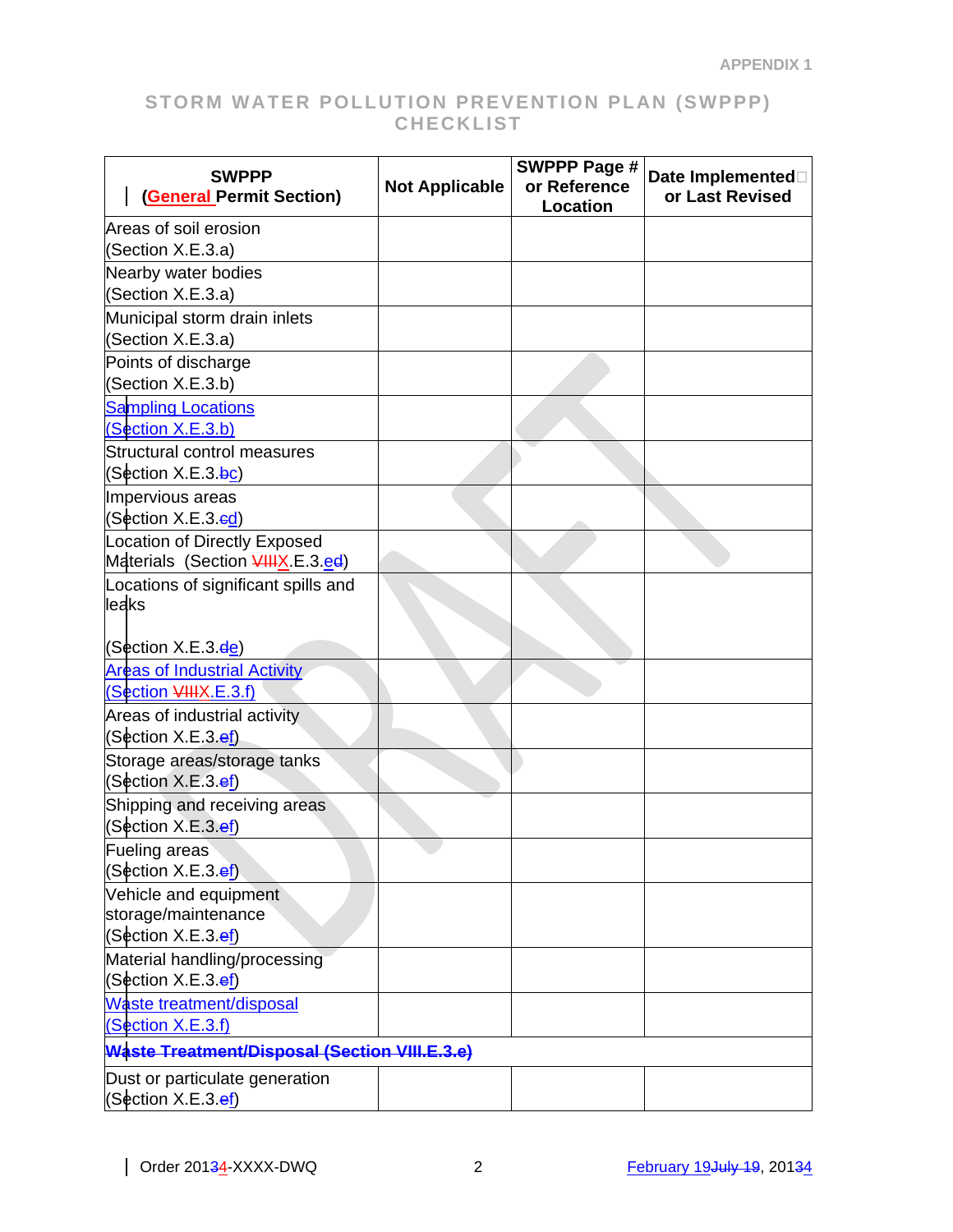# STORM WATER POLLUTION PREVENTION PLAN (SWPPP) CHECKLIST

| SWPPP (General Permit Section) | Not Applicable | SWPPP Page # or Reference Location | Date Implemented or Last Revised |
|---|---|---|---|
| Areas of soil erosion (Section X.E.3.a) | | | |
| Nearby water bodies (Section X.E.3.a) | | | |
| Municipal storm drain inlets (Section X.E.3.a) | | | |
| Points of discharge (Section X.E.3.b) | | | |
| Sampling Locations (Section X.E.3.b) | | | |
| Structural control measures (Section X.E.3.~~b~~c) | | | |
| Impervious areas (Section X.E.3.~~c~~d) | | | |
| Location of Directly Exposed Materials (Section ~~VIII~~X.E.3.e~~d~~) | | | |
| Locations of significant spills and leaks (Section X.E.3.~~d~~e) | | | |
| Areas of Industrial Activity (Section ~~VIII~~X.E.3.f) | | | |
| Areas of industrial activity (Section X.E.3.~~e~~f) | | | |
| Storage areas/storage tanks (Section X.E.3.~~e~~f) | | | |
| Shipping and receiving areas (Section X.E.3.~~e~~f) | | | |
| Fueling areas (Section X.E.3.~~e~~f) | | | |
| Vehicle and equipment storage/maintenance (Section X.E.3.~~e~~f) | | | |
| Material handling/processing (Section X.E.3.~~e~~f) | | | |
| Waste treatment/disposal (Section X.E.3.f) | | | |
| ~~**Waste Treatment/Disposal (Section VIII.E.3.e)**~~ | | | |
| Dust or particulate generation (Section X.E.3.~~e~~f) | | | |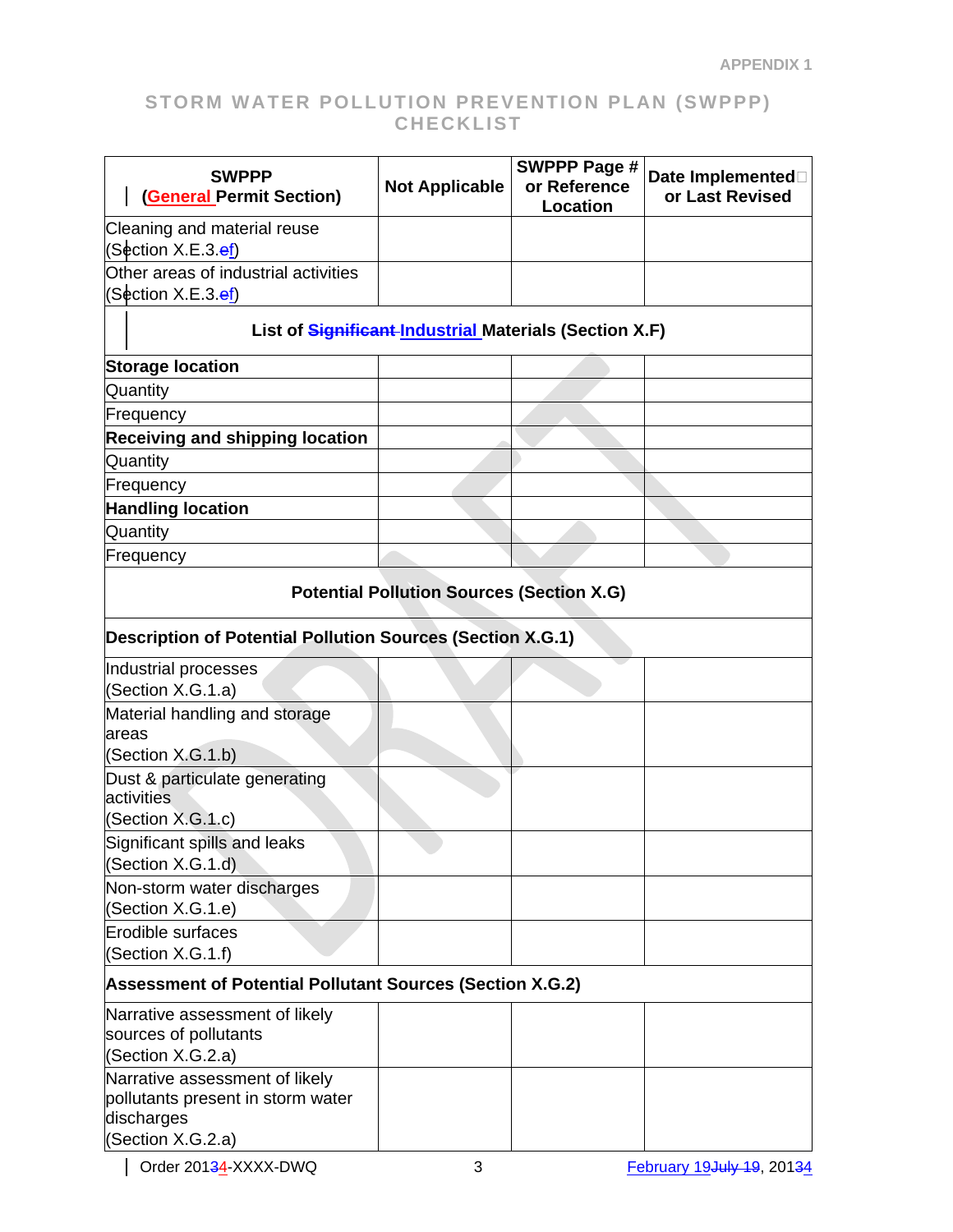APPENDIX 1

# STORM WATER POLLUTION PREVENTION PLAN (SWPPP) CHECKLIST

| SWPPP (General Permit Section) | Not Applicable | SWPPP Page # or Reference Location | Date Implemented or Last Revised |
|---|---|---|---|
| Cleaning and material reuse (Section X.E.3.ef) | | | |
| Other areas of industrial activities (Section X.E.3.ef) | | | |
| **List of ~~Significant~~ Industrial Materials (Section X.F)** | | | |
| **Storage location** | | | |
| Quantity | | | |
| Frequency | | | |
| **Receiving and shipping location** | | | |
| Quantity | | | |
| Frequency | | | |
| **Handling location** | | | |
| Quantity | | | |
| Frequency | | | |
| **Potential Pollution Sources (Section X.G)** | | | |
| **Description of Potential Pollution Sources (Section X.G.1)** | | | |
| Industrial processes (Section X.G.1.a) | | | |
| Material handling and storage areas (Section X.G.1.b) | | | |
| Dust & particulate generating activities (Section X.G.1.c) | | | |
| Significant spills and leaks (Section X.G.1.d) | | | |
| Non-storm water discharges (Section X.G.1.e) | | | |
| Erodible surfaces (Section X.G.1.f) | | | |
| **Assessment of Potential Pollutant Sources (Section X.G.2)** | | | |
| Narrative assessment of likely sources of pollutants (Section X.G.2.a) | | | |
| Narrative assessment of likely pollutants present in storm water discharges (Section X.G.2.a) | | | |

Order 20134-XXXX-DWQ | February 19~~July 19~~, 20134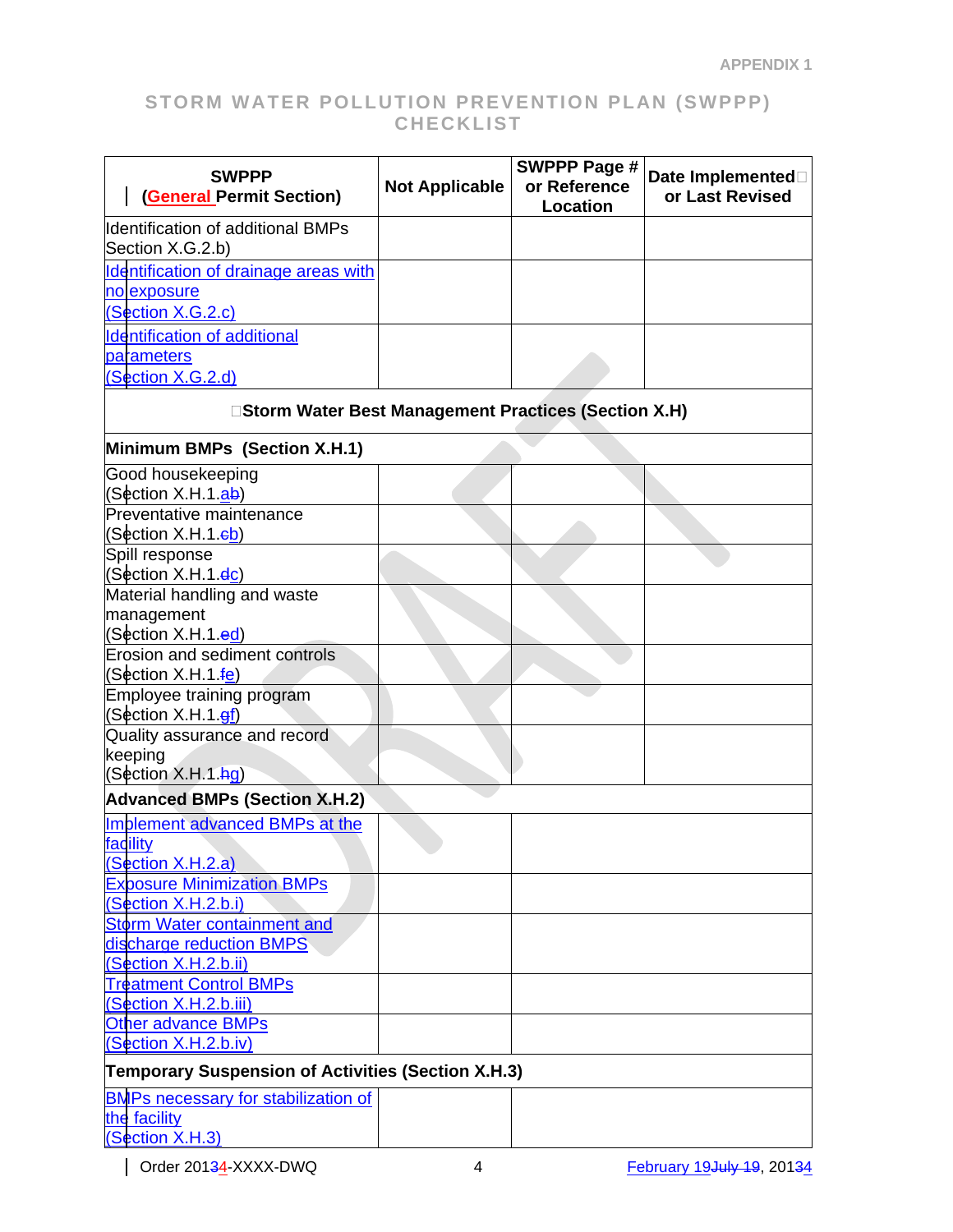APPENDIX 1

# STORM WATER POLLUTION PREVENTION PLAN (SWPPP) CHECKLIST

| SWPPP (General Permit Section) | Not Applicable | SWPPP Page # or Reference Location | Date Implemented or Last Revised |
|---|---|---|---|
| Identification of additional BMPs Section X.G.2.b) | | | |
| Identification of drainage areas with no exposure (Section X.G.2.c) | | | |
| Identification of additional parameters (Section X.G.2.d) | | | |
| **Storm Water Best Management Practices (Section X.H)** | | | |
| **Minimum BMPs (Section X.H.1)** | | | |
| Good housekeeping (Section X.H.1.ab) | | | |
| Preventative maintenance (Section X.H.1.cb) | | | |
| Spill response (Section X.H.1.dc) | | | |
| Material handling and waste management (Section X.H.1.ed) | | | |
| Erosion and sediment controls (Section X.H.1.fe) | | | |
| Employee training program (Section X.H.1.gf) | | | |
| Quality assurance and record keeping (Section X.H.1.hg) | | | |
| **Advanced BMPs (Section X.H.2)** | | | |
| Implement advanced BMPs at the facility (Section X.H.2.a) | | | |
| Exposure Minimization BMPs (Section X.H.2.b.i) | | | |
| Storm Water containment and discharge reduction BMPS (Section X.H.2.b.ii) | | | |
| Treatment Control BMPs (Section X.H.2.b.iii) | | | |
| Other advance BMPs (Section X.H.2.b.iv) | | | |
| **Temporary Suspension of Activities (Section X.H.3)** | | | |
| BMPs necessary for stabilization of the facility (Section X.H.3) | | | |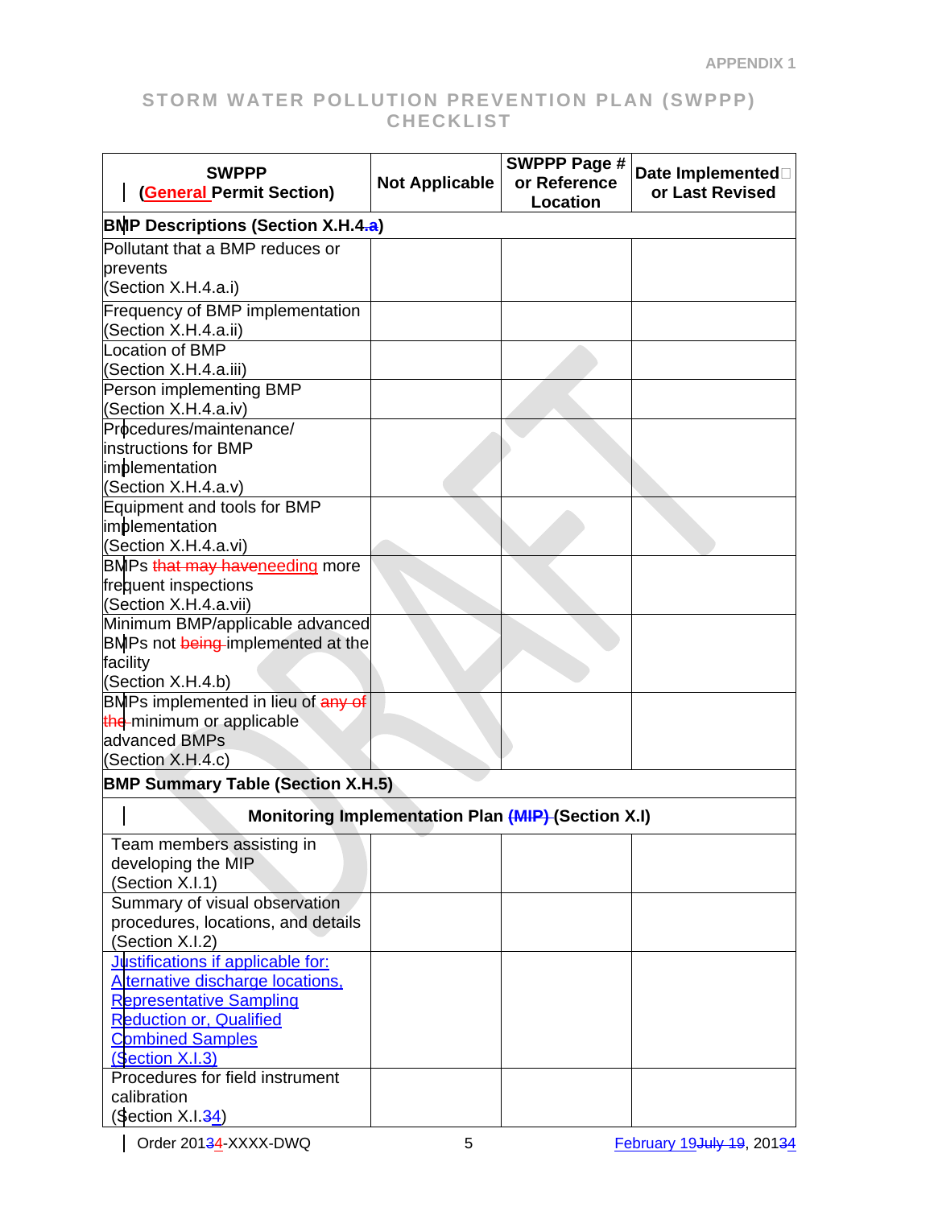APPENDIX 1

# STORM WATER POLLUTION PREVENTION PLAN (SWPPP) CHECKLIST

| SWPPP (General Permit Section) | Not Applicable | SWPPP Page # or Reference Location | Date Implemented or Last Revised |
|---|---|---|---|
| **BMP Descriptions (Section X.H.4.a)** | | | |
| Pollutant that a BMP reduces or prevents (Section X.H.4.a.i) | | | |
| Frequency of BMP implementation (Section X.H.4.a.ii) | | | |
| Location of BMP (Section X.H.4.a.iii) | | | |
| Person implementing BMP (Section X.H.4.a.iv) | | | |
| Procedures/maintenance/ instructions for BMP implementation (Section X.H.4.a.v) | | | |
| Equipment and tools for BMP implementation (Section X.H.4.a.vi) | | | |
| BMPs ~~that may have~~needing more frequent inspections (Section X.H.4.a.vii) | | | |
| Minimum BMP/applicable advanced BMPs not ~~being~~ implemented at the facility (Section X.H.4.b) | | | |
| BMPs implemented in lieu of ~~any of the~~ minimum or applicable advanced BMPs (Section X.H.4.c) | | | |
| **BMP Summary Table (Section X.H.5)** | | | |
| **Monitoring Implementation Plan ~~(MIP)~~ (Section X.I)** | | | |
| Team members assisting in developing the MIP (Section X.I.1) | | | |
| Summary of visual observation procedures, locations, and details (Section X.I.2) | | | |
| Justifications if applicable for: Alternative discharge locations, Representative Sampling Reduction or, Qualified Combined Samples (Section X.I.3) | | | |
| Procedures for field instrument calibration (Section X.I.~~3~~4) | | | |

Order 201~~3~~4-XXXX-DWQ | February 19~~July 19~~, 201~~3~~4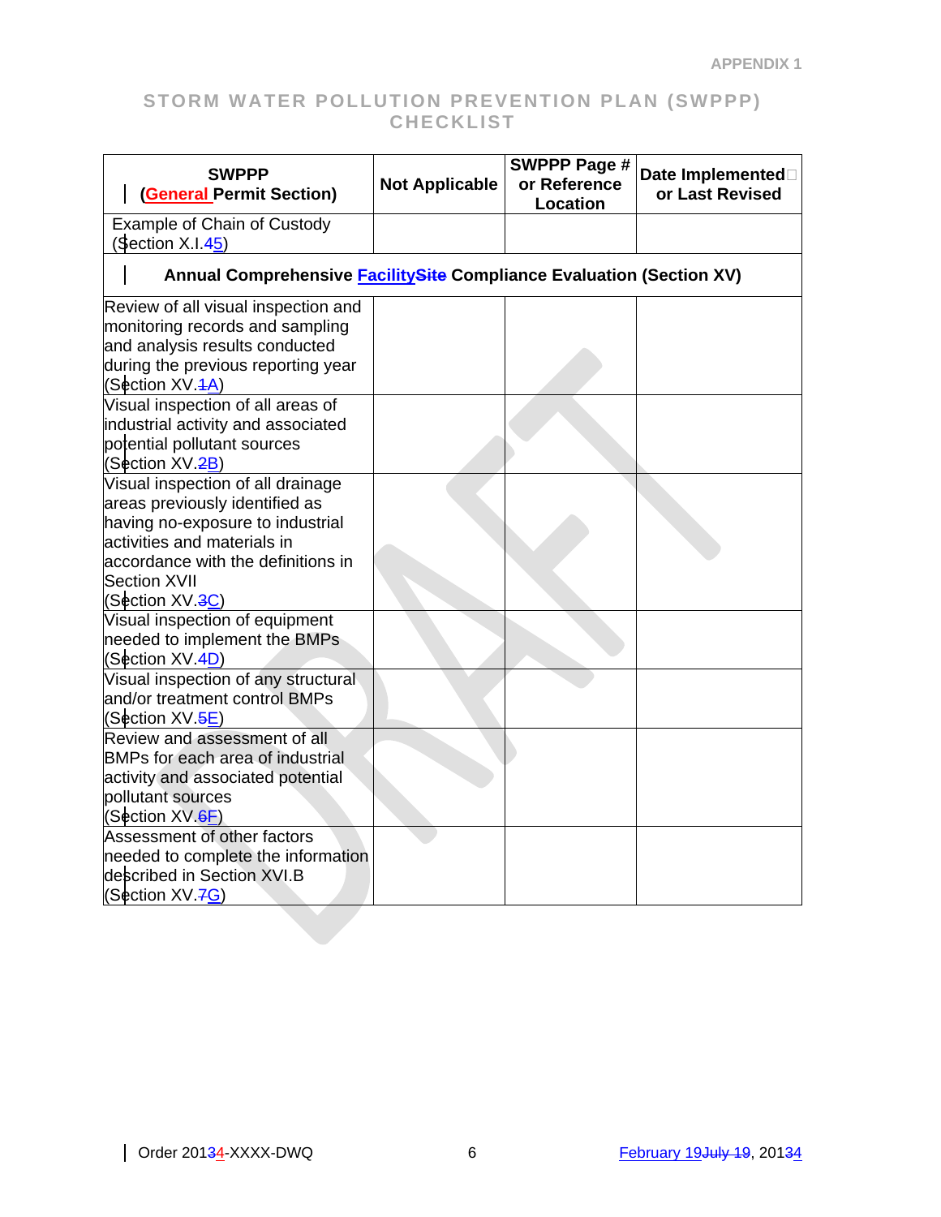APPENDIX 1

## STORM WATER POLLUTION PREVENTION PLAN (SWPPP) CHECKLIST

| SWPPP (General Permit Section) | Not Applicable | SWPPP Page # or Reference Location | Date Implemented or Last Revised |
|---|---|---|---|
| Example of Chain of Custody (Section X.I.45) | | | |
| **Annual Comprehensive FacilitySite Compliance Evaluation (Section XV)** | | | |
| Review of all visual inspection and monitoring records and sampling and analysis results conducted during the previous reporting year (Section XV.1A) | | | |
| Visual inspection of all areas of industrial activity and associated potential pollutant sources (Section XV.2B) | | | |
| Visual inspection of all drainage areas previously identified as having no-exposure to industrial activities and materials in accordance with the definitions in Section XVII (Section XV.3C) | | | |
| Visual inspection of equipment needed to implement the BMPs (Section XV.4D) | | | |
| Visual inspection of any structural and/or treatment control BMPs (Section XV.5E) | | | |
| Review and assessment of all BMPs for each area of industrial activity and associated potential pollutant sources (Section XV.6F) | | | |
| Assessment of other factors needed to complete the information described in Section XVI.B (Section XV.7G) | | | |

Order 20134-XXXX-DWQ | February 19July 19, 20134